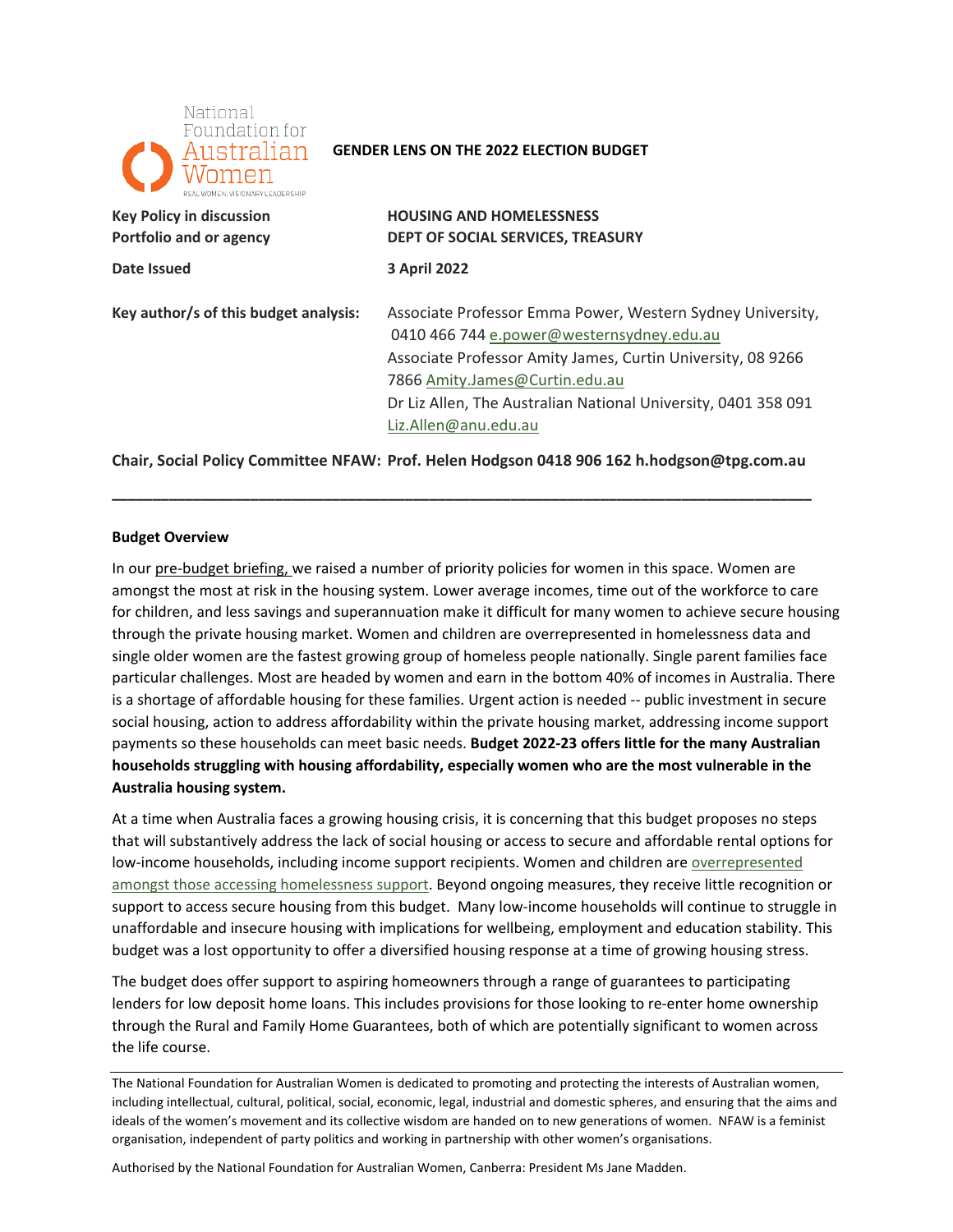National Foundation for Australian Women

REAL WOMEN. VISIONARY LEADERSHIP

**GENDER LENS ON THE 2022 ELECTION BUDGET**

| | |
|---|---|
| **Key Policy in discussion** | **HOUSING AND HOMELESSNESS** |
| **Portfolio and or agency** | **DEPT OF SOCIAL SERVICES, TREASURY** |
| **Date Issued** | **3 April 2022** |
| **Key author/s of this budget analysis:** | Associate Professor Emma Power, Western Sydney University, 0410 466 744 e.power@westernsydney.edu.au<br>Associate Professor Amity James, Curtin University, 08 9266 7866 Amity.James@Curtin.edu.au<br>Dr Liz Allen, The Australian National University, 0401 358 091 Liz.Allen@anu.edu.au |

**Chair, Social Policy Committee NFAW: Prof. Helen Hodgson 0418 906 162 h.hodgson@tpg.com.au**

---

**Budget Overview**

In our pre-budget briefing, we raised a number of priority policies for women in this space. Women are amongst the most at risk in the housing system. Lower average incomes, time out of the workforce to care for children, and less savings and superannuation make it difficult for many women to achieve secure housing through the private housing market. Women and children are overrepresented in homelessness data and single older women are the fastest growing group of homeless people nationally. Single parent families face particular challenges. Most are headed by women and earn in the bottom 40% of incomes in Australia. There is a shortage of affordable housing for these families. Urgent action is needed -- public investment in secure social housing, action to address affordability within the private housing market, addressing income support payments so these households can meet basic needs. **Budget 2022-23 offers little for the many Australian households struggling with housing affordability, especially women who are the most vulnerable in the Australia housing system.**

At a time when Australia faces a growing housing crisis, it is concerning that this budget proposes no steps that will substantively address the lack of social housing or access to secure and affordable rental options for low-income households, including income support recipients. Women and children are overrepresented amongst those accessing homelessness support. Beyond ongoing measures, they receive little recognition or support to access secure housing from this budget. Many low-income households will continue to struggle in unaffordable and insecure housing with implications for wellbeing, employment and education stability. This budget was a lost opportunity to offer a diversified housing response at a time of growing housing stress.

The budget does offer support to aspiring homeowners through a range of guarantees to participating lenders for low deposit home loans. This includes provisions for those looking to re-enter home ownership through the Rural and Family Home Guarantees, both of which are potentially significant to women across the life course.

---

The National Foundation for Australian Women is dedicated to promoting and protecting the interests of Australian women, including intellectual, cultural, political, social, economic, legal, industrial and domestic spheres, and ensuring that the aims and ideals of the women's movement and its collective wisdom are handed on to new generations of women. NFAW is a feminist organisation, independent of party politics and working in partnership with other women's organisations.

Authorised by the National Foundation for Australian Women, Canberra: President Ms Jane Madden.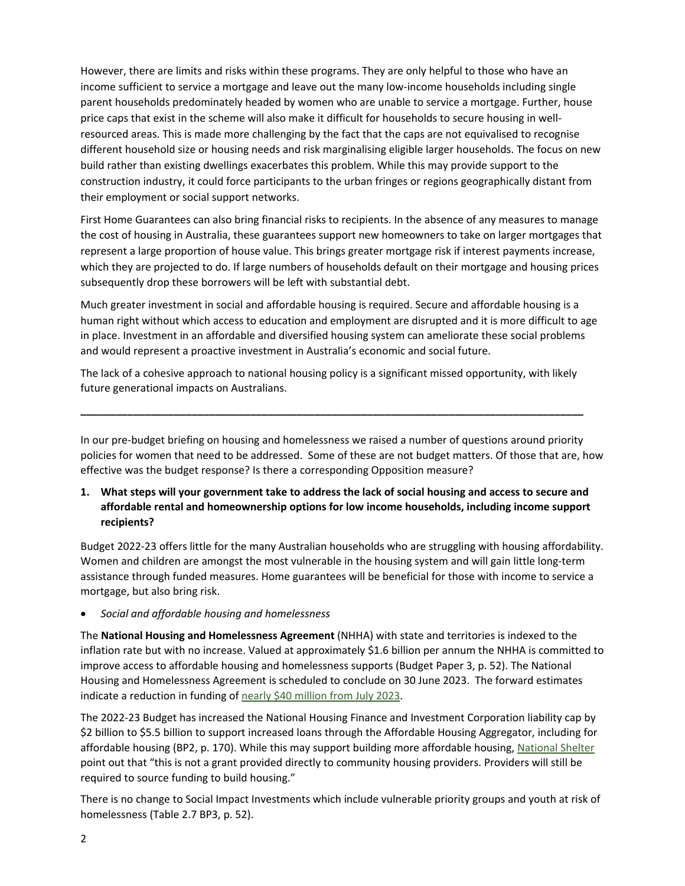However, there are limits and risks within these programs. They are only helpful to those who have an income sufficient to service a mortgage and leave out the many low-income households including single parent households predominately headed by women who are unable to service a mortgage. Further, house price caps that exist in the scheme will also make it difficult for households to secure housing in well-resourced areas. This is made more challenging by the fact that the caps are not equivalised to recognise different household size or housing needs and risk marginalising eligible larger households. The focus on new build rather than existing dwellings exacerbates this problem. While this may provide support to the construction industry, it could force participants to the urban fringes or regions geographically distant from their employment or social support networks.

First Home Guarantees can also bring financial risks to recipients. In the absence of any measures to manage the cost of housing in Australia, these guarantees support new homeowners to take on larger mortgages that represent a large proportion of house value. This brings greater mortgage risk if interest payments increase, which they are projected to do. If large numbers of households default on their mortgage and housing prices subsequently drop these borrowers will be left with substantial debt.

Much greater investment in social and affordable housing is required. Secure and affordable housing is a human right without which access to education and employment are disrupted and it is more difficult to age in place. Investment in an affordable and diversified housing system can ameliorate these social problems and would represent a proactive investment in Australia's economic and social future.

The lack of a cohesive approach to national housing policy is a significant missed opportunity, with likely future generational impacts on Australians.

---

In our pre-budget briefing on housing and homelessness we raised a number of questions around priority policies for women that need to be addressed. Some of these are not budget matters. Of those that are, how effective was the budget response? Is there a corresponding Opposition measure?

1. **What steps will your government take to address the lack of social housing and access to secure and affordable rental and homeownership options for low income households, including income support recipients?**

Budget 2022-23 offers little for the many Australian households who are struggling with housing affordability. Women and children are amongst the most vulnerable in the housing system and will gain little long-term assistance through funded measures. Home guarantees will be beneficial for those with income to service a mortgage, but also bring risk.

- *Social and affordable housing and homelessness*

The **National Housing and Homelessness Agreement** (NHHA) with state and territories is indexed to the inflation rate but with no increase. Valued at approximately $1.6 billion per annum the NHHA is committed to improve access to affordable housing and homelessness supports (Budget Paper 3, p. 52). The National Housing and Homelessness Agreement is scheduled to conclude on 30 June 2023. The forward estimates indicate a reduction in funding of nearly $40 million from July 2023.

The 2022-23 Budget has increased the National Housing Finance and Investment Corporation liability cap by $2 billion to $5.5 billion to support increased loans through the Affordable Housing Aggregator, including for affordable housing (BP2, p. 170). While this may support building more affordable housing, National Shelter point out that "this is not a grant provided directly to community housing providers. Providers will still be required to source funding to build housing."

There is no change to Social Impact Investments which include vulnerable priority groups and youth at risk of homelessness (Table 2.7 BP3, p. 52).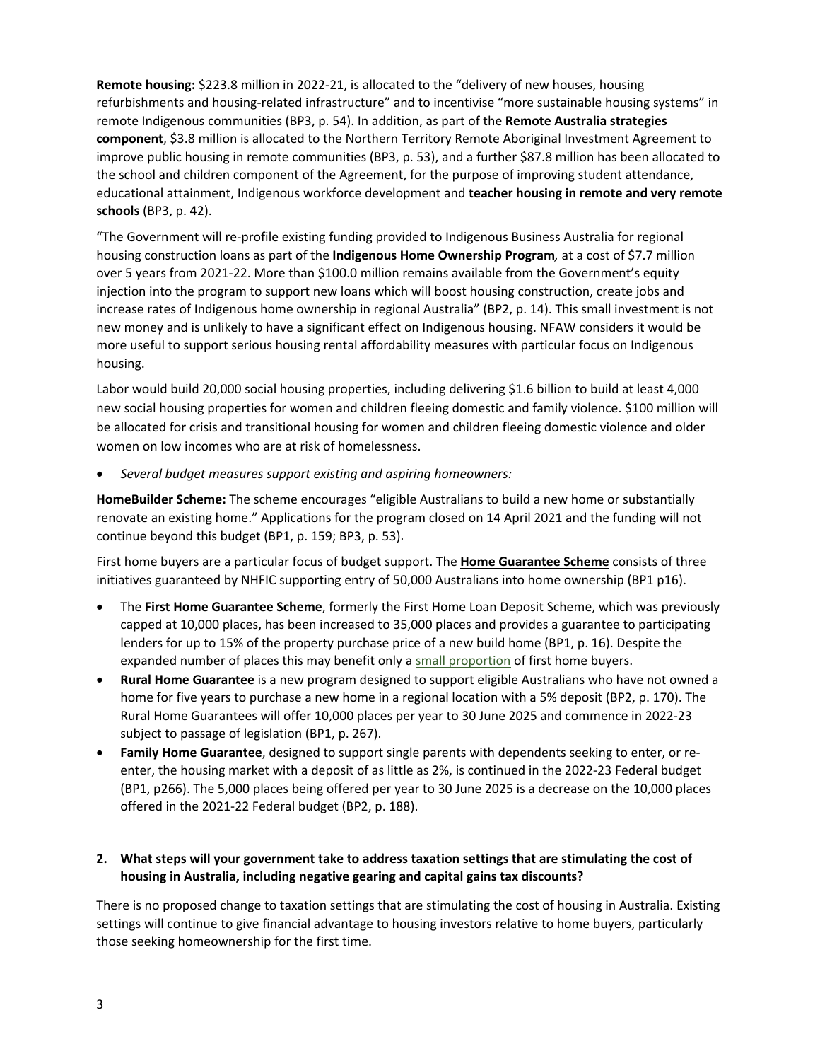**Remote housing:** $223.8 million in 2022-21, is allocated to the "delivery of new houses, housing refurbishments and housing-related infrastructure" and to incentivise "more sustainable housing systems" in remote Indigenous communities (BP3, p. 54). In addition, as part of the **Remote Australia strategies component**, $3.8 million is allocated to the Northern Territory Remote Aboriginal Investment Agreement to improve public housing in remote communities (BP3, p. 53), and a further $87.8 million has been allocated to the school and children component of the Agreement, for the purpose of improving student attendance, educational attainment, Indigenous workforce development and **teacher housing in remote and very remote schools** (BP3, p. 42).

"The Government will re-profile existing funding provided to Indigenous Business Australia for regional housing construction loans as part of the **Indigenous Home Ownership Program***,* at a cost of $7.7 million over 5 years from 2021-22. More than $100.0 million remains available from the Government's equity injection into the program to support new loans which will boost housing construction, create jobs and increase rates of Indigenous home ownership in regional Australia" (BP2, p. 14). This small investment is not new money and is unlikely to have a significant effect on Indigenous housing. NFAW considers it would be more useful to support serious housing rental affordability measures with particular focus on Indigenous housing.

Labor would build 20,000 social housing properties, including delivering $1.6 billion to build at least 4,000 new social housing properties for women and children fleeing domestic and family violence. $100 million will be allocated for crisis and transitional housing for women and children fleeing domestic violence and older women on low incomes who are at risk of homelessness.

- *Several budget measures support existing and aspiring homeowners:*

**HomeBuilder Scheme:** The scheme encourages "eligible Australians to build a new home or substantially renovate an existing home." Applications for the program closed on 14 April 2021 and the funding will not continue beyond this budget (BP1, p. 159; BP3, p. 53).

First home buyers are a particular focus of budget support. The **Home Guarantee Scheme** consists of three initiatives guaranteed by NHFIC supporting entry of 50,000 Australians into home ownership (BP1 p16).

- The **First Home Guarantee Scheme**, formerly the First Home Loan Deposit Scheme, which was previously capped at 10,000 places, has been increased to 35,000 places and provides a guarantee to participating lenders for up to 15% of the property purchase price of a new build home (BP1, p. 16). Despite the expanded number of places this may benefit only a small proportion of first home buyers.
- **Rural Home Guarantee** is a new program designed to support eligible Australians who have not owned a home for five years to purchase a new home in a regional location with a 5% deposit (BP2, p. 170). The Rural Home Guarantees will offer 10,000 places per year to 30 June 2025 and commence in 2022-23 subject to passage of legislation (BP1, p. 267).
- **Family Home Guarantee**, designed to support single parents with dependents seeking to enter, or re-enter, the housing market with a deposit of as little as 2%, is continued in the 2022-23 Federal budget (BP1, p266). The 5,000 places being offered per year to 30 June 2025 is a decrease on the 10,000 places offered in the 2021-22 Federal budget (BP2, p. 188).

**2. What steps will your government take to address taxation settings that are stimulating the cost of housing in Australia, including negative gearing and capital gains tax discounts?**

There is no proposed change to taxation settings that are stimulating the cost of housing in Australia. Existing settings will continue to give financial advantage to housing investors relative to home buyers, particularly those seeking homeownership for the first time.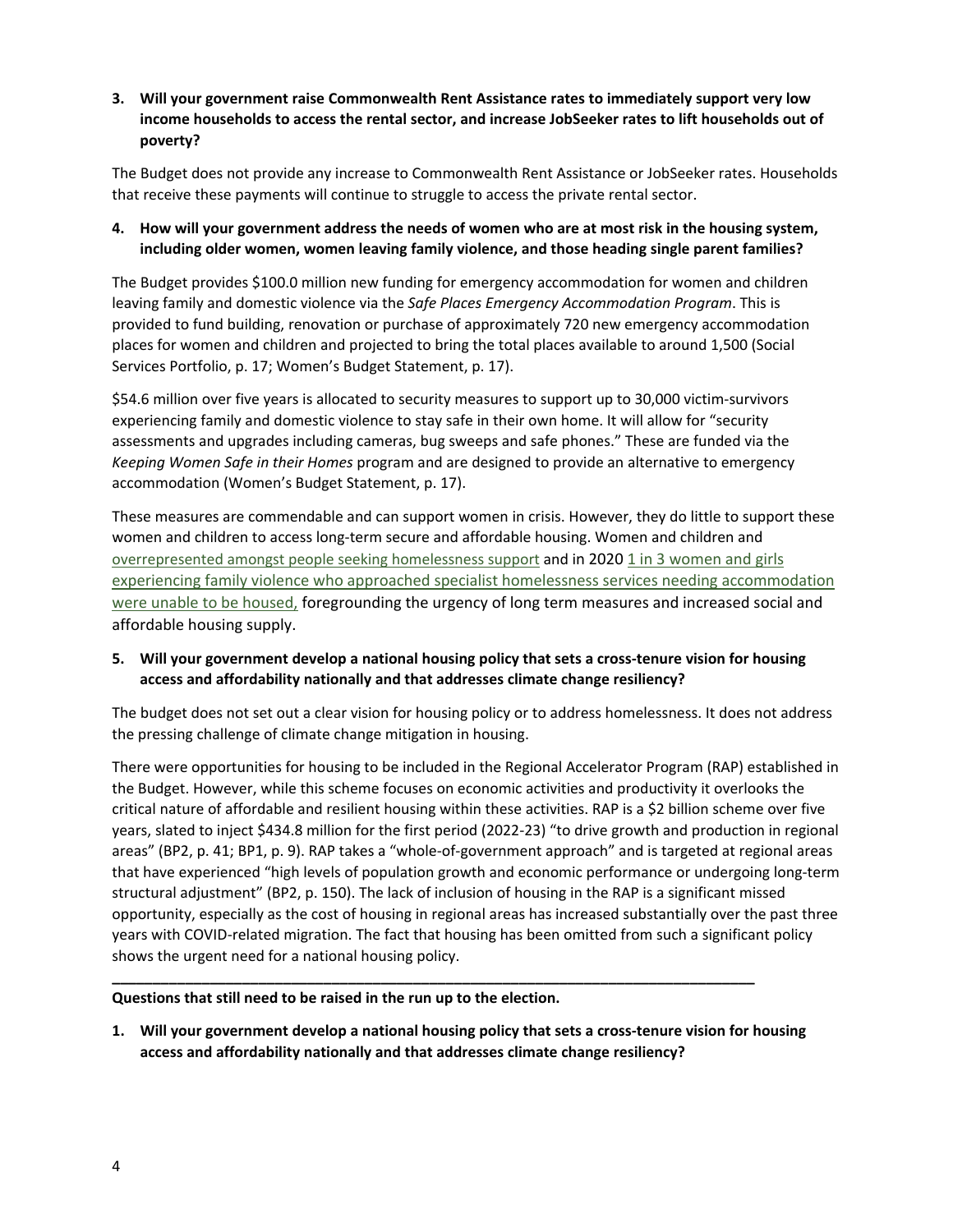**3. Will your government raise Commonwealth Rent Assistance rates to immediately support very low income households to access the rental sector, and increase JobSeeker rates to lift households out of poverty?**

The Budget does not provide any increase to Commonwealth Rent Assistance or JobSeeker rates. Households that receive these payments will continue to struggle to access the private rental sector.

**4. How will your government address the needs of women who are at most risk in the housing system, including older women, women leaving family violence, and those heading single parent families?**

The Budget provides $100.0 million new funding for emergency accommodation for women and children leaving family and domestic violence via the *Safe Places Emergency Accommodation Program*. This is provided to fund building, renovation or purchase of approximately 720 new emergency accommodation places for women and children and projected to bring the total places available to around 1,500 (Social Services Portfolio, p. 17; Women's Budget Statement, p. 17).

$54.6 million over five years is allocated to security measures to support up to 30,000 victim-survivors experiencing family and domestic violence to stay safe in their own home. It will allow for "security assessments and upgrades including cameras, bug sweeps and safe phones." These are funded via the *Keeping Women Safe in their Homes* program and are designed to provide an alternative to emergency accommodation (Women's Budget Statement, p. 17).

These measures are commendable and can support women in crisis. However, they do little to support these women and children to access long-term secure and affordable housing. Women and children and overrepresented amongst people seeking homelessness support and in 2020 1 in 3 women and girls experiencing family violence who approached specialist homelessness services needing accommodation were unable to be housed, foregrounding the urgency of long term measures and increased social and affordable housing supply.

**5. Will your government develop a national housing policy that sets a cross-tenure vision for housing access and affordability nationally and that addresses climate change resiliency?**

The budget does not set out a clear vision for housing policy or to address homelessness. It does not address the pressing challenge of climate change mitigation in housing.

There were opportunities for housing to be included in the Regional Accelerator Program (RAP) established in the Budget. However, while this scheme focuses on economic activities and productivity it overlooks the critical nature of affordable and resilient housing within these activities. RAP is a $2 billion scheme over five years, slated to inject $434.8 million for the first period (2022-23) "to drive growth and production in regional areas" (BP2, p. 41; BP1, p. 9). RAP takes a "whole-of-government approach" and is targeted at regional areas that have experienced "high levels of population growth and economic performance or undergoing long-term structural adjustment" (BP2, p. 150). The lack of inclusion of housing in the RAP is a significant missed opportunity, especially as the cost of housing in regional areas has increased substantially over the past three years with COVID-related migration. The fact that housing has been omitted from such a significant policy shows the urgent need for a national housing policy.

---

**Questions that still need to be raised in the run up to the election.**

**1. Will your government develop a national housing policy that sets a cross-tenure vision for housing access and affordability nationally and that addresses climate change resiliency?**